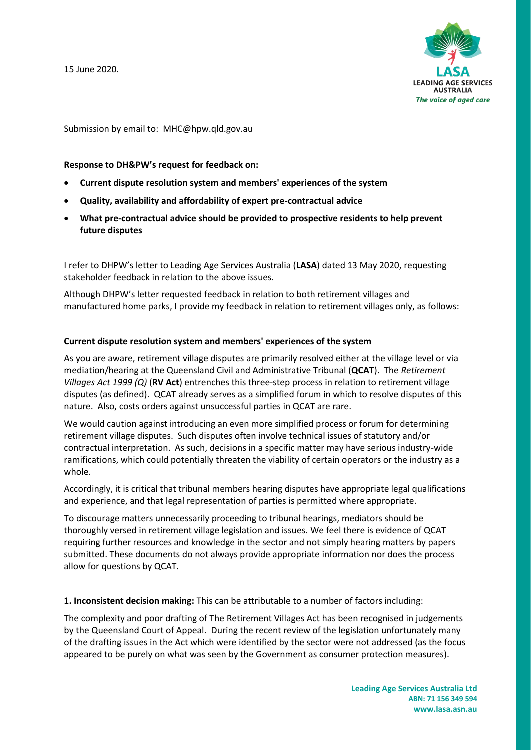15 June 2020.

Submission by email to: MHC@hpw.qld.gov.au

**Response to DH&PW's request for feedback on:**

- **Current dispute resolution system and members' experiences of the system**
- **Quality, availability and affordability of expert pre-contractual advice**
- **What pre-contractual advice should be provided to prospective residents to help prevent future disputes**

I refer to DHPW's letter to Leading Age Services Australia (**LASA**) dated 13 May 2020, requesting stakeholder feedback in relation to the above issues.

Although DHPW's letter requested feedback in relation to both retirement villages and manufactured home parks, I provide my feedback in relation to retirement villages only, as follows:

**Current dispute resolution system and members' experiences of the system**

As you are aware, retirement village disputes are primarily resolved either at the village level or via mediation/hearing at the Queensland Civil and Administrative Tribunal (**QCAT**). The *Retirement Villages Act 1999 (Q)* (**RV Act**) entrenches this three-step process in relation to retirement village disputes (as defined). QCAT already serves as a simplified forum in which to resolve disputes of this nature. Also, costs orders against unsuccessful parties in QCAT are rare.

We would caution against introducing an even more simplified process or forum for determining retirement village disputes. Such disputes often involve technical issues of statutory and/or contractual interpretation. As such, decisions in a specific matter may have serious industry-wide ramifications, which could potentially threaten the viability of certain operators or the industry as a whole.

Accordingly, it is critical that tribunal members hearing disputes have appropriate legal qualifications and experience, and that legal representation of parties is permitted where appropriate.

To discourage matters unnecessarily proceeding to tribunal hearings, mediators should be thoroughly versed in retirement village legislation and issues. We feel there is evidence of QCAT requiring further resources and knowledge in the sector and not simply hearing matters by papers submitted. These documents do not always provide appropriate information nor does the process allow for questions by QCAT.

**1. Inconsistent decision making:** This can be attributable to a number of factors including:

The complexity and poor drafting of The Retirement Villages Act has been recognised in judgements by the Queensland Court of Appeal. During the recent review of the legislation unfortunately many of the drafting issues in the Act which were identified by the sector were not addressed (as the focus appeared to be purely on what was seen by the Government as consumer protection measures).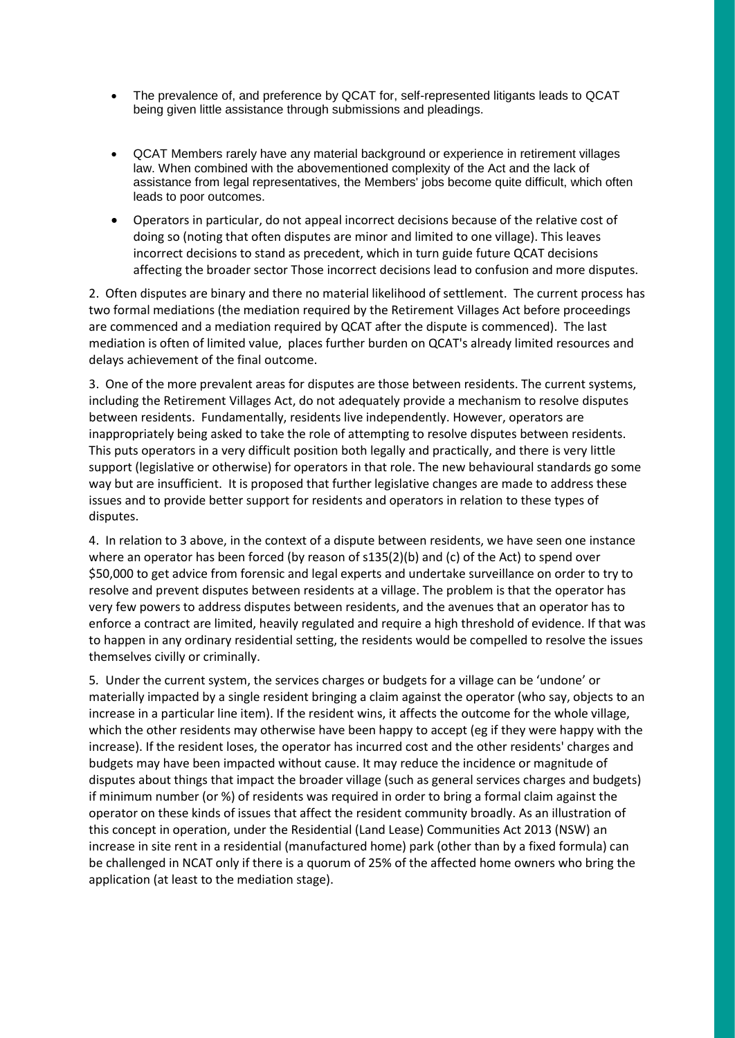- The prevalence of, and preference by QCAT for, self-represented litigants leads to QCAT being given little assistance through submissions and pleadings.

- QCAT Members rarely have any material background or experience in retirement villages law. When combined with the abovementioned complexity of the Act and the lack of assistance from legal representatives, the Members' jobs become quite difficult, which often leads to poor outcomes.

- Operators in particular, do not appeal incorrect decisions because of the relative cost of doing so (noting that often disputes are minor and limited to one village). This leaves incorrect decisions to stand as precedent, which in turn guide future QCAT decisions affecting the broader sector Those incorrect decisions lead to confusion and more disputes.

2. Often disputes are binary and there no material likelihood of settlement. The current process has two formal mediations (the mediation required by the Retirement Villages Act before proceedings are commenced and a mediation required by QCAT after the dispute is commenced). The last mediation is often of limited value, places further burden on QCAT's already limited resources and delays achievement of the final outcome.

3. One of the more prevalent areas for disputes are those between residents. The current systems, including the Retirement Villages Act, do not adequately provide a mechanism to resolve disputes between residents. Fundamentally, residents live independently. However, operators are inappropriately being asked to take the role of attempting to resolve disputes between residents. This puts operators in a very difficult position both legally and practically, and there is very little support (legislative or otherwise) for operators in that role. The new behavioural standards go some way but are insufficient. It is proposed that further legislative changes are made to address these issues and to provide better support for residents and operators in relation to these types of disputes.

4. In relation to 3 above, in the context of a dispute between residents, we have seen one instance where an operator has been forced (by reason of s135(2)(b) and (c) of the Act) to spend over \$50,000 to get advice from forensic and legal experts and undertake surveillance on order to try to resolve and prevent disputes between residents at a village. The problem is that the operator has very few powers to address disputes between residents, and the avenues that an operator has to enforce a contract are limited, heavily regulated and require a high threshold of evidence. If that was to happen in any ordinary residential setting, the residents would be compelled to resolve the issues themselves civilly or criminally.

5. Under the current system, the services charges or budgets for a village can be 'undone' or materially impacted by a single resident bringing a claim against the operator (who say, objects to an increase in a particular line item). If the resident wins, it affects the outcome for the whole village, which the other residents may otherwise have been happy to accept (eg if they were happy with the increase). If the resident loses, the operator has incurred cost and the other residents' charges and budgets may have been impacted without cause. It may reduce the incidence or magnitude of disputes about things that impact the broader village (such as general services charges and budgets) if minimum number (or %) of residents was required in order to bring a formal claim against the operator on these kinds of issues that affect the resident community broadly. As an illustration of this concept in operation, under the Residential (Land Lease) Communities Act 2013 (NSW) an increase in site rent in a residential (manufactured home) park (other than by a fixed formula) can be challenged in NCAT only if there is a quorum of 25% of the affected home owners who bring the application (at least to the mediation stage).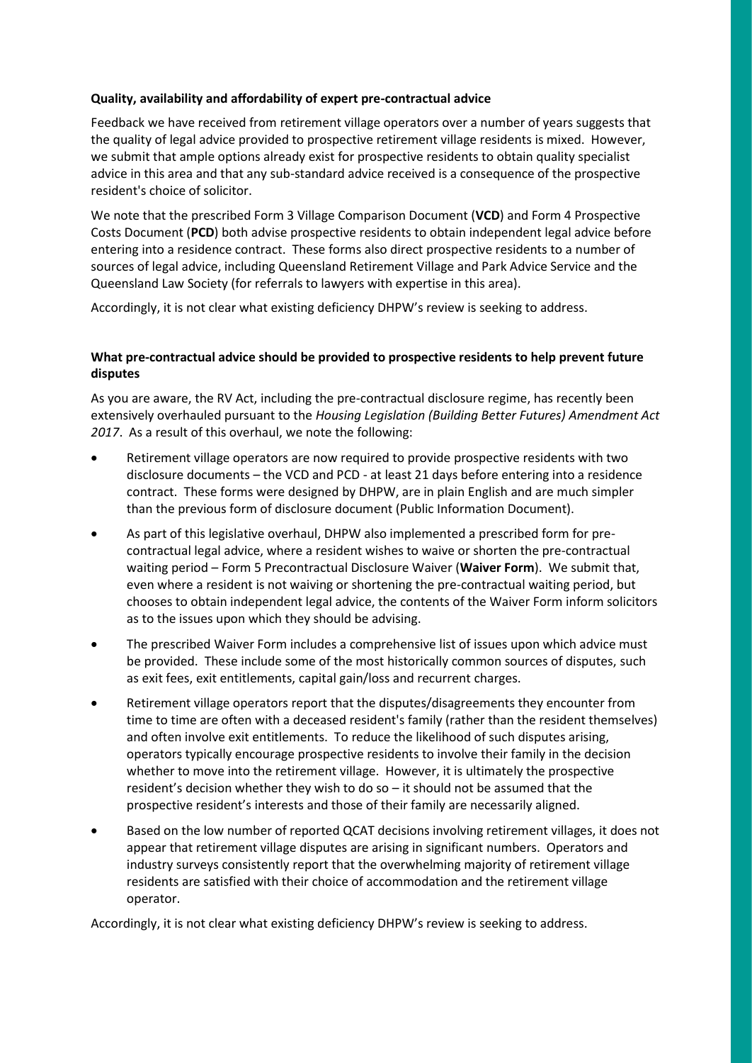**Quality, availability and affordability of expert pre-contractual advice**

Feedback we have received from retirement village operators over a number of years suggests that the quality of legal advice provided to prospective retirement village residents is mixed. However, we submit that ample options already exist for prospective residents to obtain quality specialist advice in this area and that any sub-standard advice received is a consequence of the prospective resident's choice of solicitor.

We note that the prescribed Form 3 Village Comparison Document (**VCD**) and Form 4 Prospective Costs Document (**PCD**) both advise prospective residents to obtain independent legal advice before entering into a residence contract. These forms also direct prospective residents to a number of sources of legal advice, including Queensland Retirement Village and Park Advice Service and the Queensland Law Society (for referrals to lawyers with expertise in this area).

Accordingly, it is not clear what existing deficiency DHPW's review is seeking to address.

**What pre-contractual advice should be provided to prospective residents to help prevent future disputes**

As you are aware, the RV Act, including the pre-contractual disclosure regime, has recently been extensively overhauled pursuant to the *Housing Legislation (Building Better Futures) Amendment Act 2017*. As a result of this overhaul, we note the following:

- Retirement village operators are now required to provide prospective residents with two disclosure documents – the VCD and PCD - at least 21 days before entering into a residence contract. These forms were designed by DHPW, are in plain English and are much simpler than the previous form of disclosure document (Public Information Document).
- As part of this legislative overhaul, DHPW also implemented a prescribed form for pre-contractual legal advice, where a resident wishes to waive or shorten the pre-contractual waiting period – Form 5 Precontractual Disclosure Waiver (**Waiver Form**). We submit that, even where a resident is not waiving or shortening the pre-contractual waiting period, but chooses to obtain independent legal advice, the contents of the Waiver Form inform solicitors as to the issues upon which they should be advising.
- The prescribed Waiver Form includes a comprehensive list of issues upon which advice must be provided. These include some of the most historically common sources of disputes, such as exit fees, exit entitlements, capital gain/loss and recurrent charges.
- Retirement village operators report that the disputes/disagreements they encounter from time to time are often with a deceased resident's family (rather than the resident themselves) and often involve exit entitlements. To reduce the likelihood of such disputes arising, operators typically encourage prospective residents to involve their family in the decision whether to move into the retirement village. However, it is ultimately the prospective resident's decision whether they wish to do so – it should not be assumed that the prospective resident's interests and those of their family are necessarily aligned.
- Based on the low number of reported QCAT decisions involving retirement villages, it does not appear that retirement village disputes are arising in significant numbers. Operators and industry surveys consistently report that the overwhelming majority of retirement village residents are satisfied with their choice of accommodation and the retirement village operator.

Accordingly, it is not clear what existing deficiency DHPW's review is seeking to address.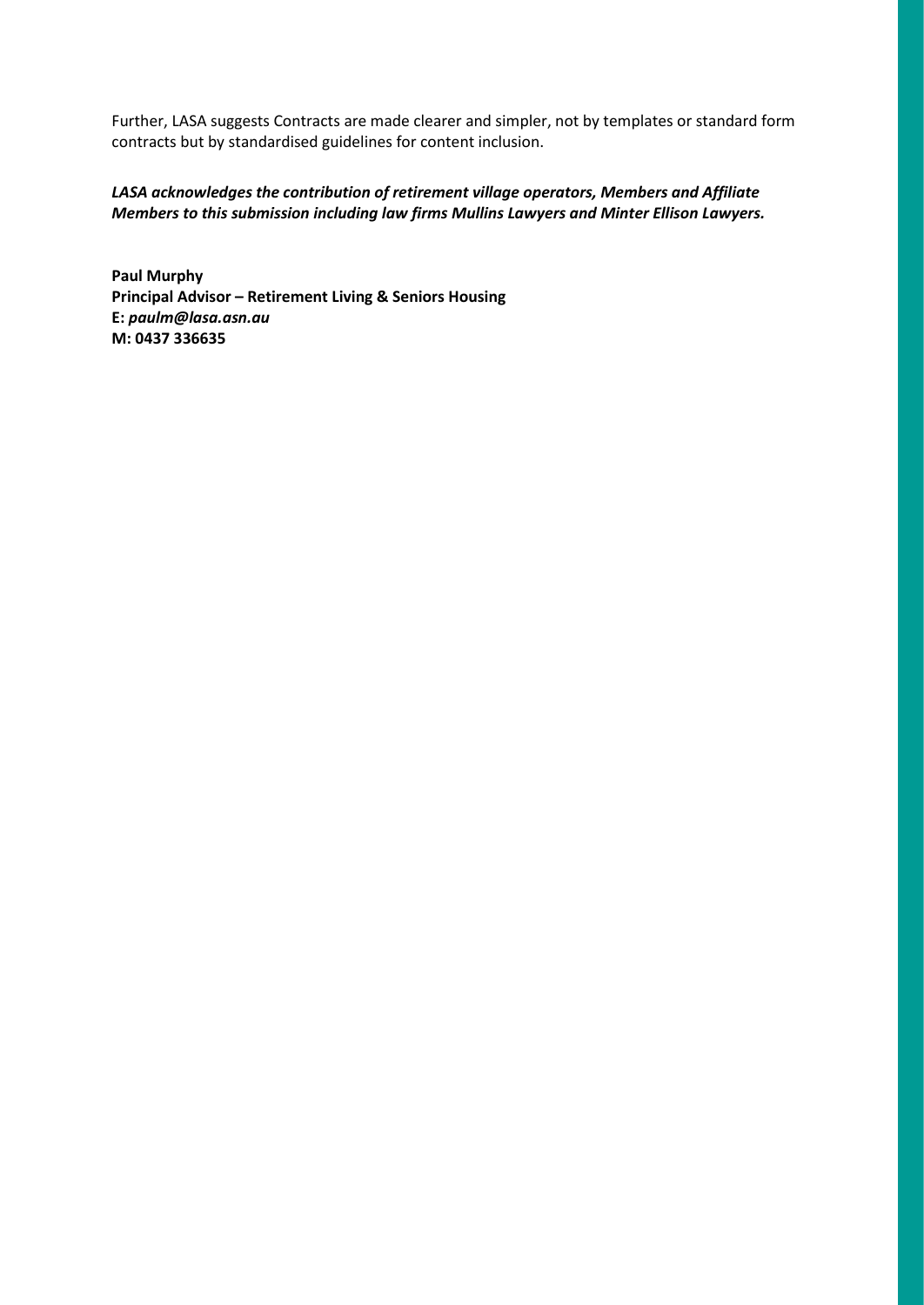Further, LASA suggests Contracts are made clearer and simpler, not by templates or standard form contracts but by standardised guidelines for content inclusion.

***LASA acknowledges the contribution of retirement village operators, Members and Affiliate Members to this submission including law firms Mullins Lawyers and Minter Ellison Lawyers.***

**Paul Murphy**
**Principal Advisor – Retirement Living & Seniors Housing**
**E:** ***paulm@lasa.asn.au***
**M: 0437 336635**